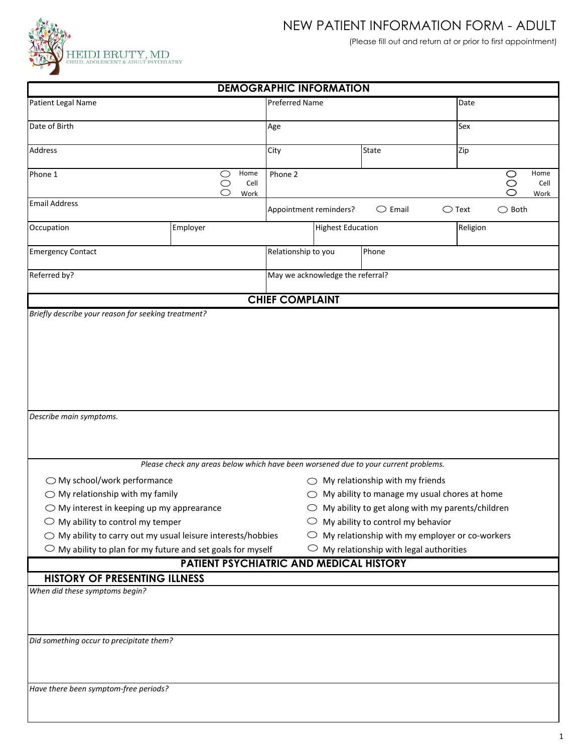HEIDI BRUTY, MD
CHILD, ADOLESCENT & ADULT PSYCHIATRY

# NEW PATIENT INFORMATION FORM - ADULT

(Please fill out and return at or prior to first appointment)

## DEMOGRAPHIC INFORMATION

| Patient Legal Name | | Preferred Name | | Date |
|---|---|---|---|---|
| Date of Birth | | Age | | Sex |
| Address | | City | State | Zip |
| Phone 1 ◯ Home ◯ Cell ◯ Work | | Phone 2 ◯ Home ◯ Cell ◯ Work | | |
| Email Address | | Appointment reminders? ◯ Email ◯ Text ◯ Both | | |
| Occupation | Employer | Highest Education | | Religion |
| Emergency Contact | | Relationship to you | Phone | |
| Referred by? | | May we acknowledge the referral? | | |

## CHIEF COMPLAINT

*Briefly describe your reason for seeking treatment?*

*Describe main symptoms.*

*Please check any areas below which have been worsened due to your current problems.*

- ◯ My school/work performance
- ◯ My relationship with my family
- ◯ My interest in keeping up my apprearance
- ◯ My ability to control my temper
- ◯ My ability to carry out my usual leisure interests/hobbies
- ◯ My ability to plan for my future and set goals for myself
- ◯ My relationship with my friends
- ◯ My ability to manage my usual chores at home
- ◯ My ability to get along with my parents/children
- ◯ My ability to control my behavior
- ◯ My relationship with my employer or co-workers
- ◯ My relationship with legal authorities

## PATIENT PSYCHIATRIC AND MEDICAL HISTORY

### HISTORY OF PRESENTING ILLNESS

*When did these symptoms begin?*

*Did something occur to precipitate them?*

*Have there been symptom-free periods?*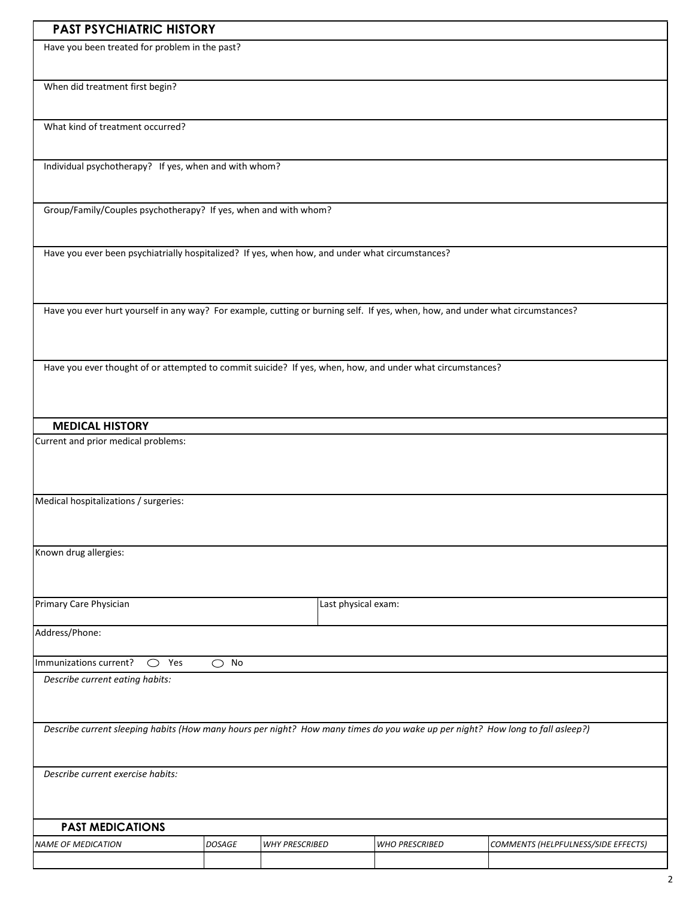## PAST PSYCHIATRIC HISTORY

Have you been treated for problem in the past?

When did treatment first begin?

What kind of treatment occurred?

Individual psychotherapy? If yes, when and with whom?

Group/Family/Couples psychotherapy? If yes, when and with whom?

Have you ever been psychiatrially hospitalized? If yes, when how, and under what circumstances?

Have you ever hurt yourself in any way? For example, cutting or burning self. If yes, when, how, and under what circumstances?

Have you ever thought of or attempted to commit suicide? If yes, when, how, and under what circumstances?

## MEDICAL HISTORY

Current and prior medical problems:

Medical hospitalizations / surgeries:

Known drug allergies:

Primary Care Physician

Last physical exam:

Address/Phone:

Immunizations current? ◯ Yes ◯ No

*Describe current eating habits:*

*Describe current sleeping habits (How many hours per night? How many times do you wake up per night? How long to fall asleep?)*

*Describe current exercise habits:*

## PAST MEDICATIONS

| *NAME OF MEDICATION* | *DOSAGE* | *WHY PRESCRIBED* | *WHO PRESCRIBED* | *COMMENTS (HELPFULNESS/SIDE EFFECTS)* |
|---|---|---|---|---|
| | | | | |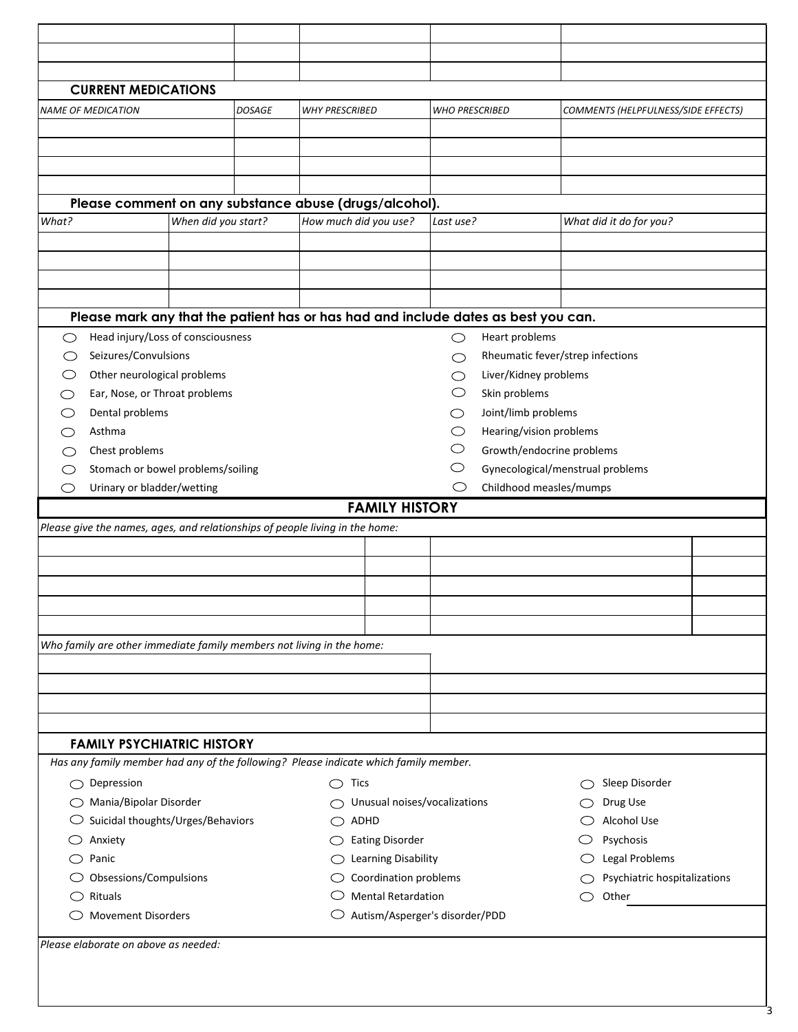| | | | | |
|---|---|---|---|---|
| | | | | |
| | | | | |
| | | | | |

### CURRENT MEDICATIONS

| *NAME OF MEDICATION* | *DOSAGE* | *WHY PRESCRIBED* | *WHO PRESCRIBED* | *COMMENTS (HELPFULNESS/SIDE EFFECTS)* |
|---|---|---|---|---|
| | | | | |
| | | | | |
| | | | | |
| | | | | |

### Please comment on any substance abuse (drugs/alcohol).

| *What?* | *When did you start?* | *How much did you use?* | *Last use?* | *What did it do for you?* |
|---|---|---|---|---|
| | | | | |
| | | | | |
| | | | | |
| | | | | |

### Please mark any that the patient has or has had and include dates as best you can.

- ○ Head injury/Loss of consciousness
- ○ Seizures/Convulsions
- ○ Other neurological problems
- ○ Ear, Nose, or Throat problems
- ○ Dental problems
- ○ Asthma
- ○ Chest problems
- ○ Stomach or bowel problems/soiling
- ○ Urinary or bladder/wetting
- ○ Heart problems
- ○ Rheumatic fever/strep infections
- ○ Liver/Kidney problems
- ○ Skin problems
- ○ Joint/limb problems
- ○ Hearing/vision problems
- ○ Growth/endocrine problems
- ○ Gynecological/menstrual problems
- ○ Childhood measles/mumps

## FAMILY HISTORY

*Please give the names, ages, and relationships of people living in the home:*

| | | | |
|---|---|---|---|
| | | | |
| | | | |
| | | | |
| | | | |
| | | | |

*Who family are other immediate family members not living in the home:*

| | |
|---|---|
| | |
| | |
| | |
| | |

### FAMILY PSYCHIATRIC HISTORY

*Has any family member had any of the following? Please indicate which family member.*

- ○ Depression
- ○ Mania/Bipolar Disorder
- ○ Suicidal thoughts/Urges/Behaviors
- ○ Anxiety
- ○ Panic
- ○ Obsessions/Compulsions
- ○ Rituals
- ○ Movement Disorders
- ○ Tics
- ○ Unusual noises/vocalizations
- ○ ADHD
- ○ Eating Disorder
- ○ Learning Disability
- ○ Coordination problems
- ○ Mental Retardation
- ○ Autism/Asperger's disorder/PDD
- ○ Sleep Disorder
- ○ Drug Use
- ○ Alcohol Use
- ○ Psychosis
- ○ Legal Problems
- ○ Psychiatric hospitalizations
- ○ Other ____________

*Please elaborate on above as needed:*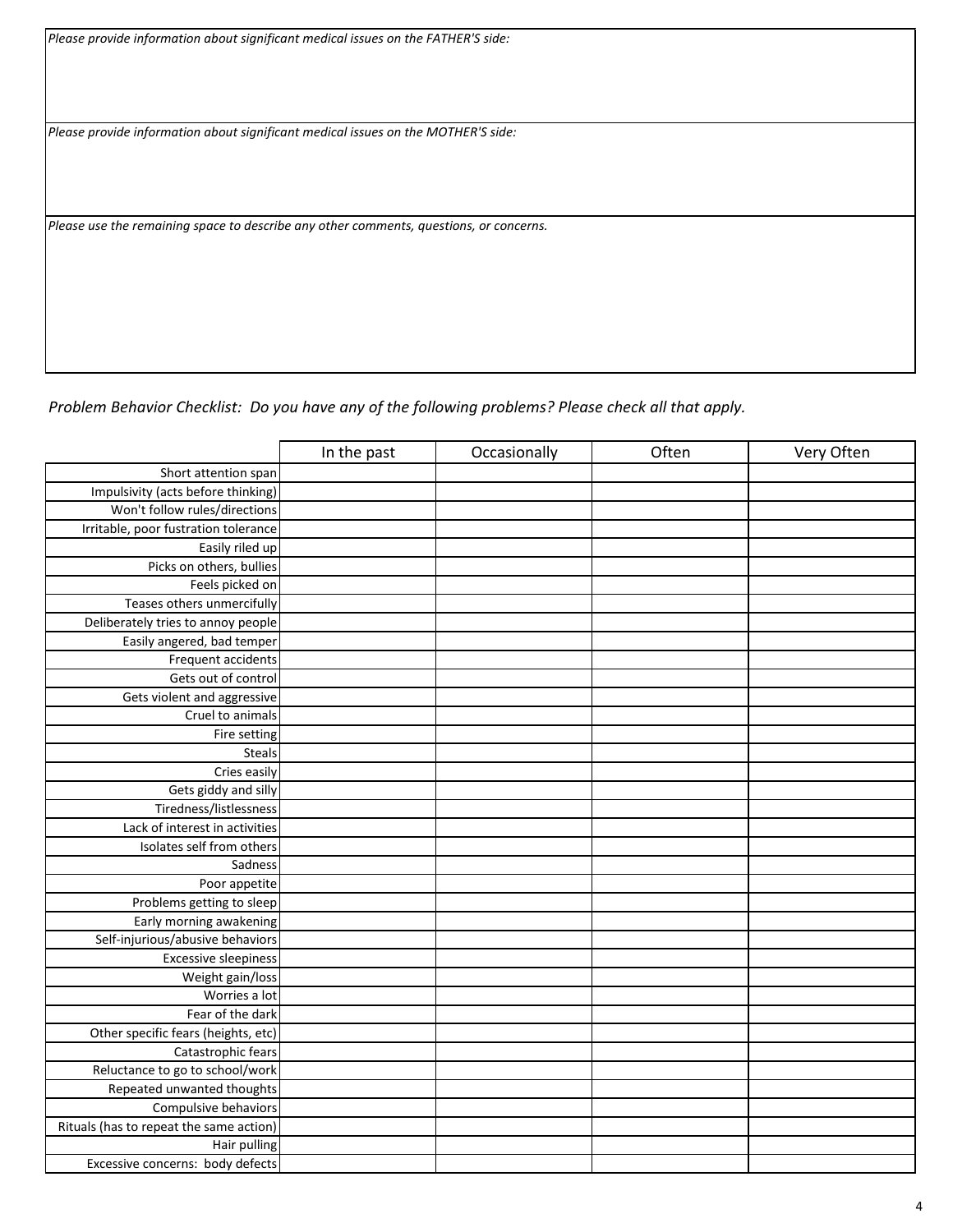*Please provide information about significant medical issues on the FATHER'S side:*

*Please provide information about significant medical issues on the MOTHER'S side:*

*Please use the remaining space to describe any other comments, questions, or concerns.*

*Problem Behavior Checklist: Do you have any of the following problems? Please check all that apply.*

| | In the past | Occasionally | Often | Very Often |
|---|---|---|---|---|
| Short attention span | | | | |
| Impulsivity (acts before thinking) | | | | |
| Won't follow rules/directions | | | | |
| Irritable, poor fustration tolerance | | | | |
| Easily riled up | | | | |
| Picks on others, bullies | | | | |
| Feels picked on | | | | |
| Teases others unmercifully | | | | |
| Deliberately tries to annoy people | | | | |
| Easily angered, bad temper | | | | |
| Frequent accidents | | | | |
| Gets out of control | | | | |
| Gets violent and aggressive | | | | |
| Cruel to animals | | | | |
| Fire setting | | | | |
| Steals | | | | |
| Cries easily | | | | |
| Gets giddy and silly | | | | |
| Tiredness/listlessness | | | | |
| Lack of interest in activities | | | | |
| Isolates self from others | | | | |
| Sadness | | | | |
| Poor appetite | | | | |
| Problems getting to sleep | | | | |
| Early morning awakening | | | | |
| Self-injurious/abusive behaviors | | | | |
| Excessive sleepiness | | | | |
| Weight gain/loss | | | | |
| Worries a lot | | | | |
| Fear of the dark | | | | |
| Other specific fears (heights, etc) | | | | |
| Catastrophic fears | | | | |
| Reluctance to go to school/work | | | | |
| Repeated unwanted thoughts | | | | |
| Compulsive behaviors | | | | |
| Rituals (has to repeat the same action) | | | | |
| Hair pulling | | | | |
| Excessive concerns: body defects | | | | |